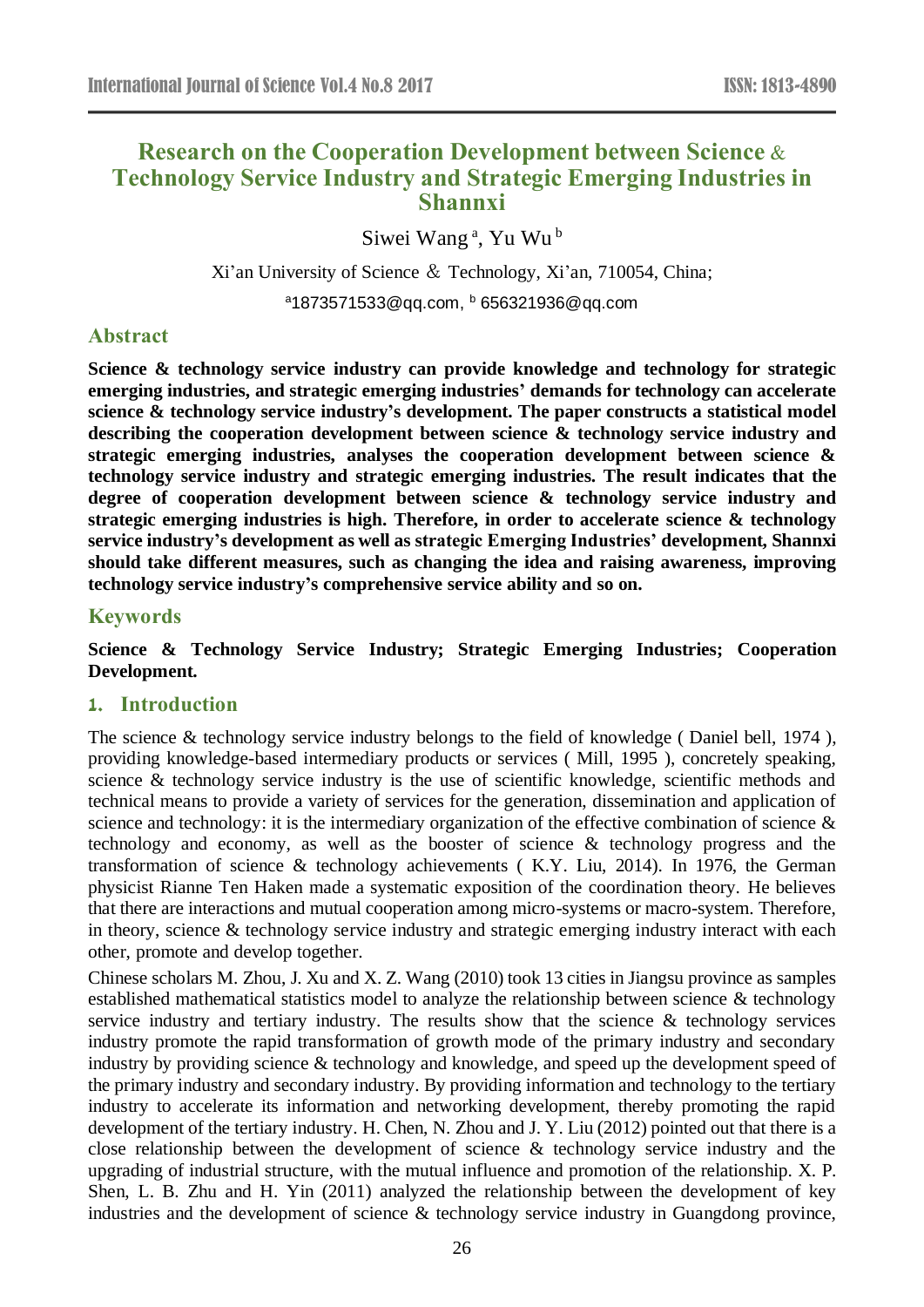# Research on the Cooperation Development between Science & Technology Service Industry and Strategic Emerging Industries in Shannxi

Siwei Wang [a], Yu Wu [b]

Xi'an University of Science & Technology, Xi'an, 710054, China;

[a]1873571533@qq.com, [b] 656321936@qq.com

## Abstract

**Science & technology service industry can provide knowledge and technology for strategic emerging industries, and strategic emerging industries' demands for technology can accelerate science & technology service industry's development. The paper constructs a statistical model describing the cooperation development between science & technology service industry and strategic emerging industries, analyses the cooperation development between science & technology service industry and strategic emerging industries. The result indicates that the degree of cooperation development between science & technology service industry and strategic emerging industries is high. Therefore, in order to accelerate science & technology service industry's development as well as strategic Emerging Industries' development, Shannxi should take different measures, such as changing the idea and raising awareness, improving technology service industry's comprehensive service ability and so on.**

## Keywords

**Science & Technology Service Industry; Strategic Emerging Industries; Cooperation Development.**

## 1. Introduction

The science & technology service industry belongs to the field of knowledge ( Daniel bell, 1974 ), providing knowledge-based intermediary products or services ( Mill, 1995 ), concretely speaking, science & technology service industry is the use of scientific knowledge, scientific methods and technical means to provide a variety of services for the generation, dissemination and application of science and technology: it is the intermediary organization of the effective combination of science & technology and economy, as well as the booster of science & technology progress and the transformation of science & technology achievements ( K.Y. Liu, 2014). In 1976, the German physicist Rianne Ten Haken made a systematic exposition of the coordination theory. He believes that there are interactions and mutual cooperation among micro-systems or macro-system. Therefore, in theory, science & technology service industry and strategic emerging industry interact with each other, promote and develop together.

Chinese scholars M. Zhou, J. Xu and X. Z. Wang (2010) took 13 cities in Jiangsu province as samples established mathematical statistics model to analyze the relationship between science & technology service industry and tertiary industry. The results show that the science & technology services industry promote the rapid transformation of growth mode of the primary industry and secondary industry by providing science & technology and knowledge, and speed up the development speed of the primary industry and secondary industry. By providing information and technology to the tertiary industry to accelerate its information and networking development, thereby promoting the rapid development of the tertiary industry. H. Chen, N. Zhou and J. Y. Liu (2012) pointed out that there is a close relationship between the development of science & technology service industry and the upgrading of industrial structure, with the mutual influence and promotion of the relationship. X. P. Shen, L. B. Zhu and H. Yin (2011) analyzed the relationship between the development of key industries and the development of science & technology service industry in Guangdong province,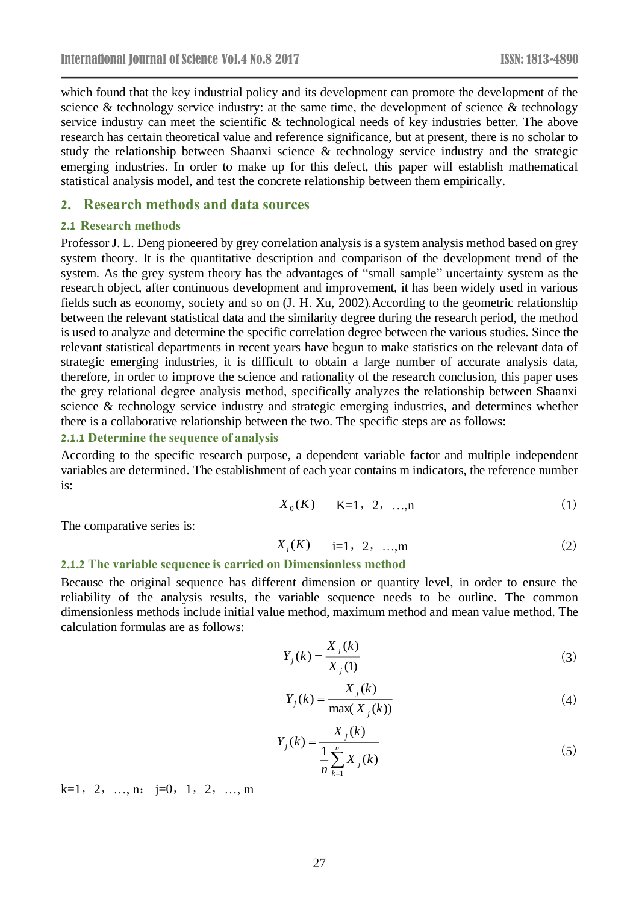which found that the key industrial policy and its development can promote the development of the science & technology service industry: at the same time, the development of science & technology service industry can meet the scientific & technological needs of key industries better. The above research has certain theoretical value and reference significance, but at present, there is no scholar to study the relationship between Shaanxi science & technology service industry and the strategic emerging industries. In order to make up for this defect, this paper will establish mathematical statistical analysis model, and test the concrete relationship between them empirically.

## 2. Research methods and data sources

### 2.1 Research methods

Professor J. L. Deng pioneered by grey correlation analysis is a system analysis method based on grey system theory. It is the quantitative description and comparison of the development trend of the system. As the grey system theory has the advantages of "small sample" uncertainty system as the research object, after continuous development and improvement, it has been widely used in various fields such as economy, society and so on (J. H. Xu, 2002).According to the geometric relationship between the relevant statistical data and the similarity degree during the research period, the method is used to analyze and determine the specific correlation degree between the various studies. Since the relevant statistical departments in recent years have begun to make statistics on the relevant data of strategic emerging industries, it is difficult to obtain a large number of accurate analysis data, therefore, in order to improve the science and rationality of the research conclusion, this paper uses the grey relational degree analysis method, specifically analyzes the relationship between Shaanxi science & technology service industry and strategic emerging industries, and determines whether there is a collaborative relationship between the two. The specific steps are as follows:

#### 2.1.1 Determine the sequence of analysis

According to the specific research purpose, a dependent variable factor and multiple independent variables are determined. The establishment of each year contains m indicators, the reference number is:

$$X_0(K) \qquad K=1, 2, \ldots, n \tag{1}$$

The comparative series is:

$$X_i(K) \qquad i=1, 2, \ldots, m \tag{2}$$

#### 2.1.2 The variable sequence is carried on Dimensionless method

Because the original sequence has different dimension or quantity level, in order to ensure the reliability of the analysis results, the variable sequence needs to be outline. The common dimensionless methods include initial value method, maximum method and mean value method. The calculation formulas are as follows:

$$Y_j(k) = \frac{X_j(k)}{X_j(1)} \tag{3}$$

$$Y_j(k) = \frac{X_j(k)}{\max(X_j(k))} \tag{4}$$

$$Y_j(k) = \frac{X_j(k)}{\frac{1}{n}\sum_{k=1}^{n} X_j(k)} \tag{5}$$

$k=1, 2, \ldots, n; \quad j=0, 1, 2, \ldots, m$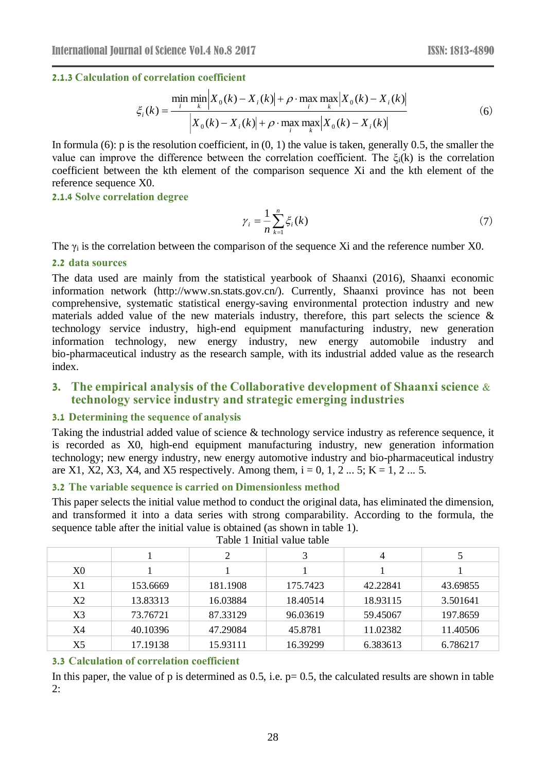#### 2.1.3 Calculation of correlation coefficient

$$\xi_i(k) = \frac{\min_i \min_k |X_0(k) - X_i(k)| + \rho \cdot \max_i \max_k |X_0(k) - X_i(k)|}{|X_0(k) - X_i(k)| + \rho \cdot \max_i \max_k |X_0(k) - X_i(k)|} \tag{6}$$

In formula (6): p is the resolution coefficient, in (0, 1) the value is taken, generally 0.5, the smaller the value can improve the difference between the correlation coefficient. The $\xi_i(k)$ is the correlation coefficient between the kth element of the comparison sequence Xi and the kth element of the reference sequence X0.

#### 2.1.4 Solve correlation degree

$$\gamma_i = \frac{1}{n}\sum_{k=1}^{n}\xi_i(k) \tag{7}$$

The $\gamma_i$ is the correlation between the comparison of the sequence Xi and the reference number X0.

### 2.2 data sources

The data used are mainly from the statistical yearbook of Shaanxi (2016), Shaanxi economic information network (http://www.sn.stats.gov.cn/). Currently, Shaanxi province has not been comprehensive, systematic statistical energy-saving environmental protection industry and new materials added value of the new materials industry, therefore, this part selects the science & technology service industry, high-end equipment manufacturing industry, new generation information technology, new energy industry, new energy automobile industry and bio-pharmaceutical industry as the research sample, with its industrial added value as the research index.

## 3. The empirical analysis of the Collaborative development of Shaanxi science & technology service industry and strategic emerging industries

### 3.1 Determining the sequence of analysis

Taking the industrial added value of science & technology service industry as reference sequence, it is recorded as X0, high-end equipment manufacturing industry, new generation information technology; new energy industry, new energy automotive industry and bio-pharmaceutical industry are X1, X2, X3, X4, and X5 respectively. Among them, i = 0, 1, 2 ... 5; K = 1, 2 ... 5.

### 3.2 The variable sequence is carried on Dimensionless method

This paper selects the initial value method to conduct the original data, has eliminated the dimension, and transformed it into a data series with strong comparability. According to the formula, the sequence table after the initial value is obtained (as shown in table 1).

Table 1 Initial value table

| | 1 | 2 | 3 | 4 | 5 |
|---|---|---|---|---|---|
| X0 | 1 | 1 | 1 | 1 | 1 |
| X1 | 153.6669 | 181.1908 | 175.7423 | 42.22841 | 43.69855 |
| X2 | 13.83313 | 16.03884 | 18.40514 | 18.93115 | 3.501641 |
| X3 | 73.76721 | 87.33129 | 96.03619 | 59.45067 | 197.8659 |
| X4 | 40.10396 | 47.29084 | 45.8781 | 11.02382 | 11.40506 |
| X5 | 17.19138 | 15.93111 | 16.39299 | 6.383613 | 6.786217 |

### 3.3 Calculation of correlation coefficient

In this paper, the value of p is determined as 0.5, i.e. p= 0.5, the calculated results are shown in table 2: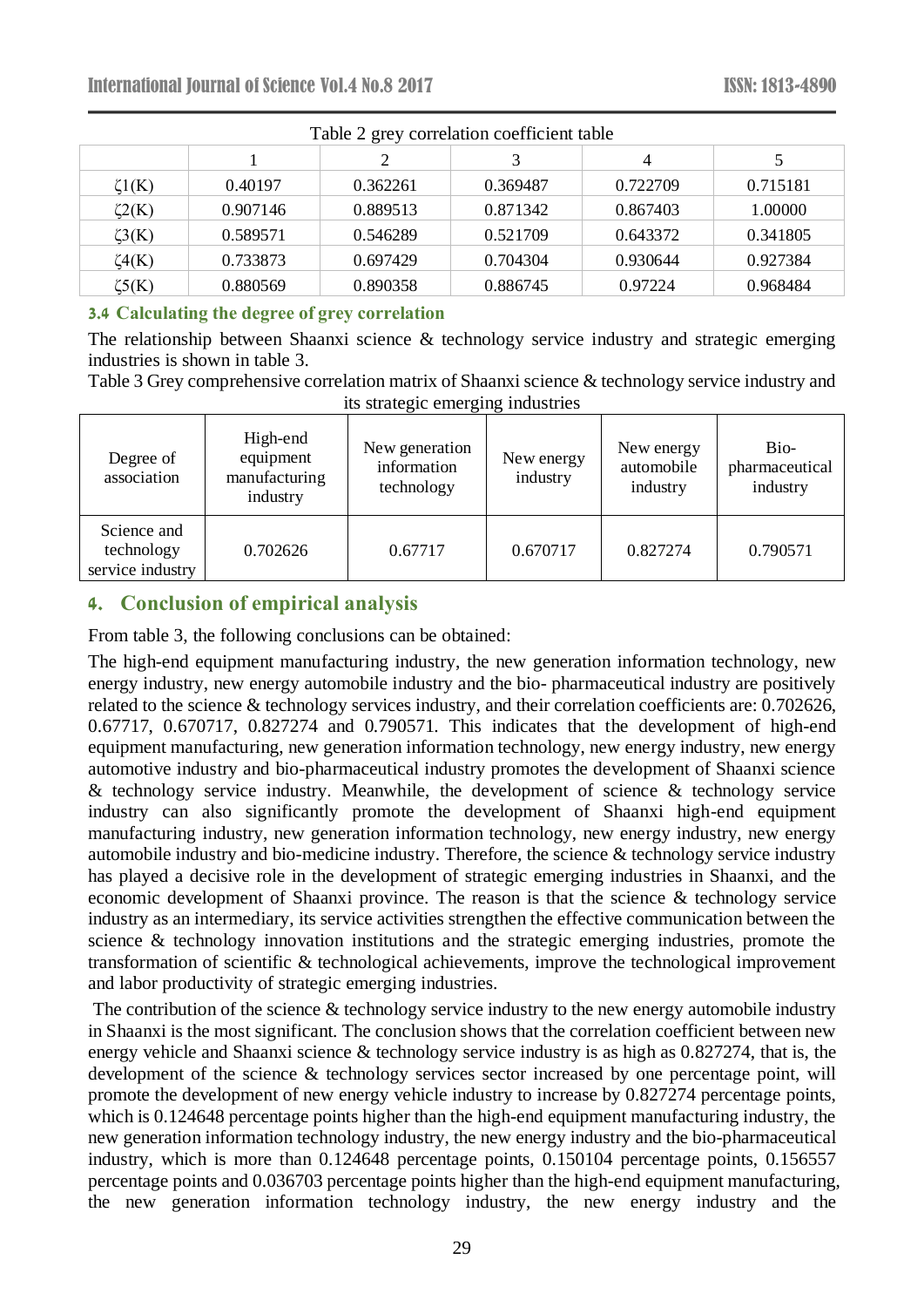Table 2 grey correlation coefficient table

| | 1 | 2 | 3 | 4 | 5 |
|---|---|---|---|---|---|
| $\zeta_1(K)$ | 0.40197 | 0.362261 | 0.369487 | 0.722709 | 0.715181 |
| $\zeta_2(K)$ | 0.907146 | 0.889513 | 0.871342 | 0.867403 | 1.00000 |
| $\zeta_3(K)$ | 0.589571 | 0.546289 | 0.521709 | 0.643372 | 0.341805 |
| $\zeta_4(K)$ | 0.733873 | 0.697429 | 0.704304 | 0.930644 | 0.927384 |
| $\zeta_5(K)$ | 0.880569 | 0.890358 | 0.886745 | 0.97224 | 0.968484 |

### 3.4 Calculating the degree of grey correlation

The relationship between Shaanxi science & technology service industry and strategic emerging industries is shown in table 3.

Table 3 Grey comprehensive correlation matrix of Shaanxi science & technology service industry and its strategic emerging industries

| Degree of association | High-end equipment manufacturing industry | New generation information technology | New energy industry | New energy automobile industry | Bio-pharmaceutical industry |
|---|---|---|---|---|---|
| Science and technology service industry | 0.702626 | 0.67717 | 0.670717 | 0.827274 | 0.790571 |

## 4. Conclusion of empirical analysis

From table 3, the following conclusions can be obtained:

The high-end equipment manufacturing industry, the new generation information technology, new energy industry, new energy automobile industry and the bio- pharmaceutical industry are positively related to the science & technology services industry, and their correlation coefficients are: 0.702626, 0.67717, 0.670717, 0.827274 and 0.790571. This indicates that the development of high-end equipment manufacturing, new generation information technology, new energy industry, new energy automotive industry and bio-pharmaceutical industry promotes the development of Shaanxi science & technology service industry. Meanwhile, the development of science & technology service industry can also significantly promote the development of Shaanxi high-end equipment manufacturing industry, new generation information technology, new energy industry, new energy automobile industry and bio-medicine industry. Therefore, the science & technology service industry has played a decisive role in the development of strategic emerging industries in Shaanxi, and the economic development of Shaanxi province. The reason is that the science & technology service industry as an intermediary, its service activities strengthen the effective communication between the science & technology innovation institutions and the strategic emerging industries, promote the transformation of scientific & technological achievements, improve the technological improvement and labor productivity of strategic emerging industries.

The contribution of the science & technology service industry to the new energy automobile industry in Shaanxi is the most significant. The conclusion shows that the correlation coefficient between new energy vehicle and Shaanxi science & technology service industry is as high as 0.827274, that is, the development of the science & technology services sector increased by one percentage point, will promote the development of new energy vehicle industry to increase by 0.827274 percentage points, which is 0.124648 percentage points higher than the high-end equipment manufacturing industry, the new generation information technology industry, the new energy industry and the bio-pharmaceutical industry, which is more than 0.124648 percentage points, 0.150104 percentage points, 0.156557 percentage points and 0.036703 percentage points higher than the high-end equipment manufacturing, the new generation information technology industry, the new energy industry and the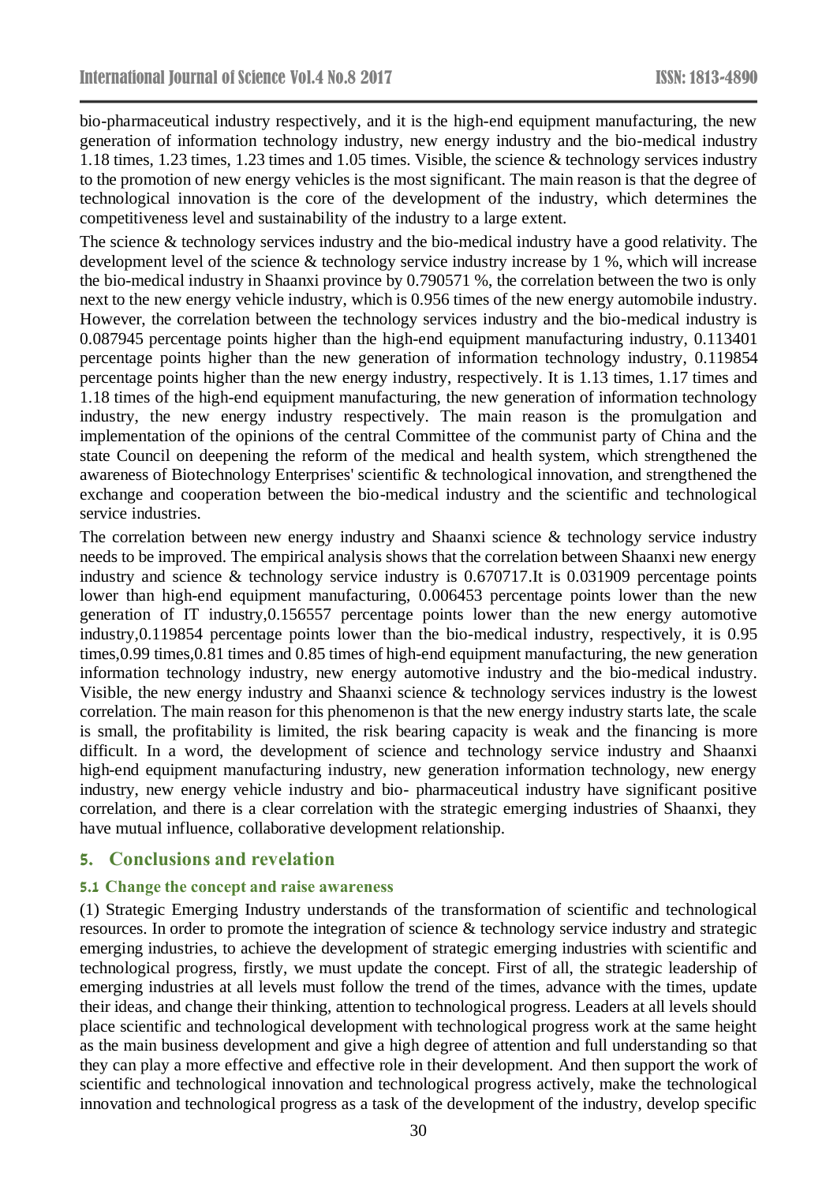bio-pharmaceutical industry respectively, and it is the high-end equipment manufacturing, the new generation of information technology industry, new energy industry and the bio-medical industry 1.18 times, 1.23 times, 1.23 times and 1.05 times. Visible, the science & technology services industry to the promotion of new energy vehicles is the most significant. The main reason is that the degree of technological innovation is the core of the development of the industry, which determines the competitiveness level and sustainability of the industry to a large extent.

The science & technology services industry and the bio-medical industry have a good relativity. The development level of the science & technology service industry increase by 1 %, which will increase the bio-medical industry in Shaanxi province by 0.790571 %, the correlation between the two is only next to the new energy vehicle industry, which is 0.956 times of the new energy automobile industry. However, the correlation between the technology services industry and the bio-medical industry is 0.087945 percentage points higher than the high-end equipment manufacturing industry, 0.113401 percentage points higher than the new generation of information technology industry, 0.119854 percentage points higher than the new energy industry, respectively. It is 1.13 times, 1.17 times and 1.18 times of the high-end equipment manufacturing, the new generation of information technology industry, the new energy industry respectively. The main reason is the promulgation and implementation of the opinions of the central Committee of the communist party of China and the state Council on deepening the reform of the medical and health system, which strengthened the awareness of Biotechnology Enterprises' scientific & technological innovation, and strengthened the exchange and cooperation between the bio-medical industry and the scientific and technological service industries.

The correlation between new energy industry and Shaanxi science & technology service industry needs to be improved. The empirical analysis shows that the correlation between Shaanxi new energy industry and science & technology service industry is 0.670717.It is 0.031909 percentage points lower than high-end equipment manufacturing, 0.006453 percentage points lower than the new generation of IT industry,0.156557 percentage points lower than the new energy automotive industry,0.119854 percentage points lower than the bio-medical industry, respectively, it is 0.95 times,0.99 times,0.81 times and 0.85 times of high-end equipment manufacturing, the new generation information technology industry, new energy automotive industry and the bio-medical industry. Visible, the new energy industry and Shaanxi science & technology services industry is the lowest correlation. The main reason for this phenomenon is that the new energy industry starts late, the scale is small, the profitability is limited, the risk bearing capacity is weak and the financing is more difficult. In a word, the development of science and technology service industry and Shaanxi high-end equipment manufacturing industry, new generation information technology, new energy industry, new energy vehicle industry and bio- pharmaceutical industry have significant positive correlation, and there is a clear correlation with the strategic emerging industries of Shaanxi, they have mutual influence, collaborative development relationship.

## 5. Conclusions and revelation

### 5.1 Change the concept and raise awareness

(1) Strategic Emerging Industry understands of the transformation of scientific and technological resources. In order to promote the integration of science & technology service industry and strategic emerging industries, to achieve the development of strategic emerging industries with scientific and technological progress, firstly, we must update the concept. First of all, the strategic leadership of emerging industries at all levels must follow the trend of the times, advance with the times, update their ideas, and change their thinking, attention to technological progress. Leaders at all levels should place scientific and technological development with technological progress work at the same height as the main business development and give a high degree of attention and full understanding so that they can play a more effective and effective role in their development. And then support the work of scientific and technological innovation and technological progress actively, make the technological innovation and technological progress as a task of the development of the industry, develop specific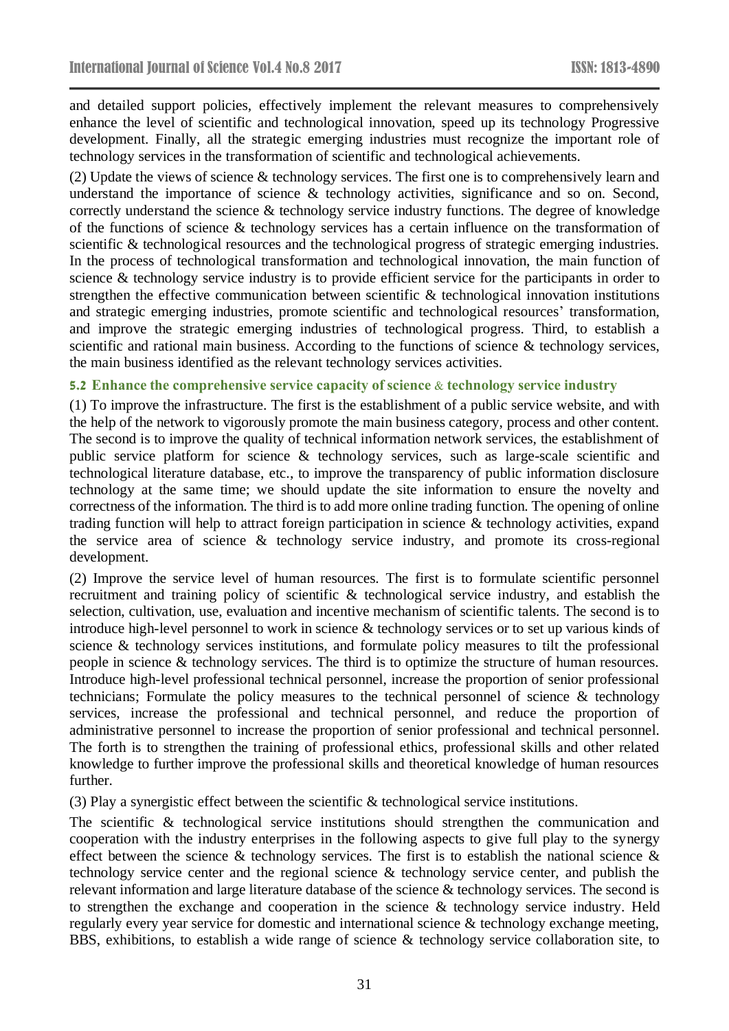and detailed support policies, effectively implement the relevant measures to comprehensively enhance the level of scientific and technological innovation, speed up its technology Progressive development. Finally, all the strategic emerging industries must recognize the important role of technology services in the transformation of scientific and technological achievements.

(2) Update the views of science & technology services. The first one is to comprehensively learn and understand the importance of science & technology activities, significance and so on. Second, correctly understand the science & technology service industry functions. The degree of knowledge of the functions of science & technology services has a certain influence on the transformation of scientific & technological resources and the technological progress of strategic emerging industries. In the process of technological transformation and technological innovation, the main function of science & technology service industry is to provide efficient service for the participants in order to strengthen the effective communication between scientific & technological innovation institutions and strategic emerging industries, promote scientific and technological resources' transformation, and improve the strategic emerging industries of technological progress. Third, to establish a scientific and rational main business. According to the functions of science & technology services, the main business identified as the relevant technology services activities.

### 5.2 Enhance the comprehensive service capacity of science & technology service industry

(1) To improve the infrastructure. The first is the establishment of a public service website, and with the help of the network to vigorously promote the main business category, process and other content. The second is to improve the quality of technical information network services, the establishment of public service platform for science & technology services, such as large-scale scientific and technological literature database, etc., to improve the transparency of public information disclosure technology at the same time; we should update the site information to ensure the novelty and correctness of the information. The third is to add more online trading function. The opening of online trading function will help to attract foreign participation in science & technology activities, expand the service area of science & technology service industry, and promote its cross-regional development.

(2) Improve the service level of human resources. The first is to formulate scientific personnel recruitment and training policy of scientific & technological service industry, and establish the selection, cultivation, use, evaluation and incentive mechanism of scientific talents. The second is to introduce high-level personnel to work in science & technology services or to set up various kinds of science & technology services institutions, and formulate policy measures to tilt the professional people in science & technology services. The third is to optimize the structure of human resources. Introduce high-level professional technical personnel, increase the proportion of senior professional technicians; Formulate the policy measures to the technical personnel of science & technology services, increase the professional and technical personnel, and reduce the proportion of administrative personnel to increase the proportion of senior professional and technical personnel. The forth is to strengthen the training of professional ethics, professional skills and other related knowledge to further improve the professional skills and theoretical knowledge of human resources further.

(3) Play a synergistic effect between the scientific & technological service institutions.

The scientific & technological service institutions should strengthen the communication and cooperation with the industry enterprises in the following aspects to give full play to the synergy effect between the science & technology services. The first is to establish the national science & technology service center and the regional science & technology service center, and publish the relevant information and large literature database of the science & technology services. The second is to strengthen the exchange and cooperation in the science & technology service industry. Held regularly every year service for domestic and international science & technology exchange meeting, BBS, exhibitions, to establish a wide range of science & technology service collaboration site, to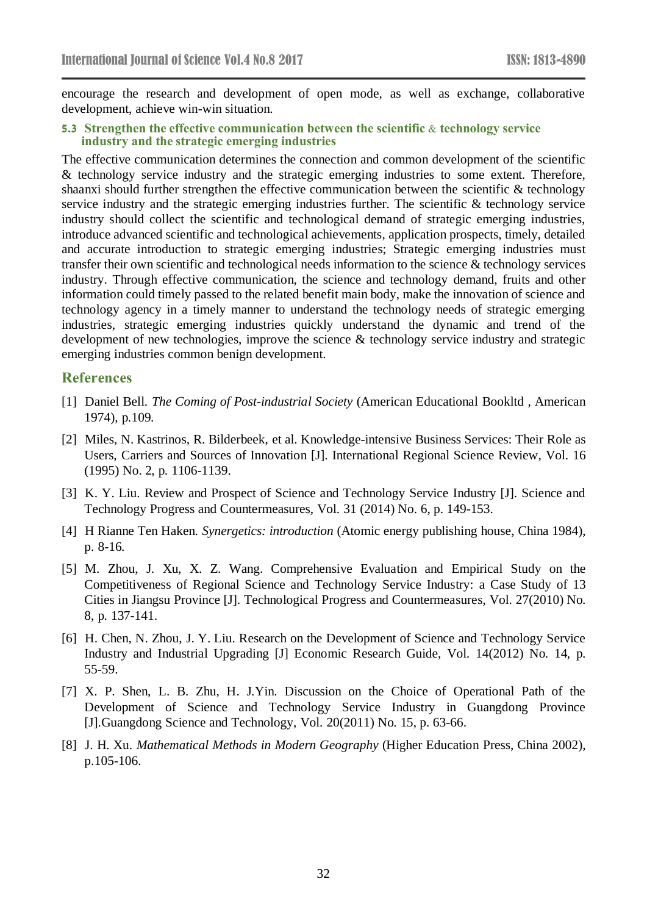encourage the research and development of open mode, as well as exchange, collaborative development, achieve win-win situation.

### 5.3 Strengthen the effective communication between the scientific & technology service industry and the strategic emerging industries

The effective communication determines the connection and common development of the scientific & technology service industry and the strategic emerging industries to some extent. Therefore, shaanxi should further strengthen the effective communication between the scientific & technology service industry and the strategic emerging industries further. The scientific & technology service industry should collect the scientific and technological demand of strategic emerging industries, introduce advanced scientific and technological achievements, application prospects, timely, detailed and accurate introduction to strategic emerging industries; Strategic emerging industries must transfer their own scientific and technological needs information to the science & technology services industry. Through effective communication, the science and technology demand, fruits and other information could timely passed to the related benefit main body, make the innovation of science and technology agency in a timely manner to understand the technology needs of strategic emerging industries, strategic emerging industries quickly understand the dynamic and trend of the development of new technologies, improve the science & technology service industry and strategic emerging industries common benign development.

## References

[1] Daniel Bell. *The Coming of Post-industrial Society* (American Educational Bookltd , American 1974), p.109.

[2] Miles, N. Kastrinos, R. Bilderbeek, et al. Knowledge-intensive Business Services: Their Role as Users, Carriers and Sources of Innovation [J]. International Regional Science Review, Vol. 16 (1995) No. 2, p. 1106-1139.

[3] K. Y. Liu. Review and Prospect of Science and Technology Service Industry [J]. Science and Technology Progress and Countermeasures, Vol. 31 (2014) No. 6, p. 149-153.

[4] H Rianne Ten Haken. *Synergetics: introduction* (Atomic energy publishing house, China 1984), p. 8-16.

[5] M. Zhou, J. Xu, X. Z. Wang. Comprehensive Evaluation and Empirical Study on the Competitiveness of Regional Science and Technology Service Industry: a Case Study of 13 Cities in Jiangsu Province [J]. Technological Progress and Countermeasures, Vol. 27(2010) No. 8, p. 137-141.

[6] H. Chen, N. Zhou, J. Y. Liu. Research on the Development of Science and Technology Service Industry and Industrial Upgrading [J] Economic Research Guide, Vol. 14(2012) No. 14, p. 55-59.

[7] X. P. Shen, L. B. Zhu, H. J.Yin. Discussion on the Choice of Operational Path of the Development of Science and Technology Service Industry in Guangdong Province [J].Guangdong Science and Technology, Vol. 20(2011) No. 15, p. 63-66.

[8] J. H. Xu. *Mathematical Methods in Modern Geography* (Higher Education Press, China 2002), p.105-106.